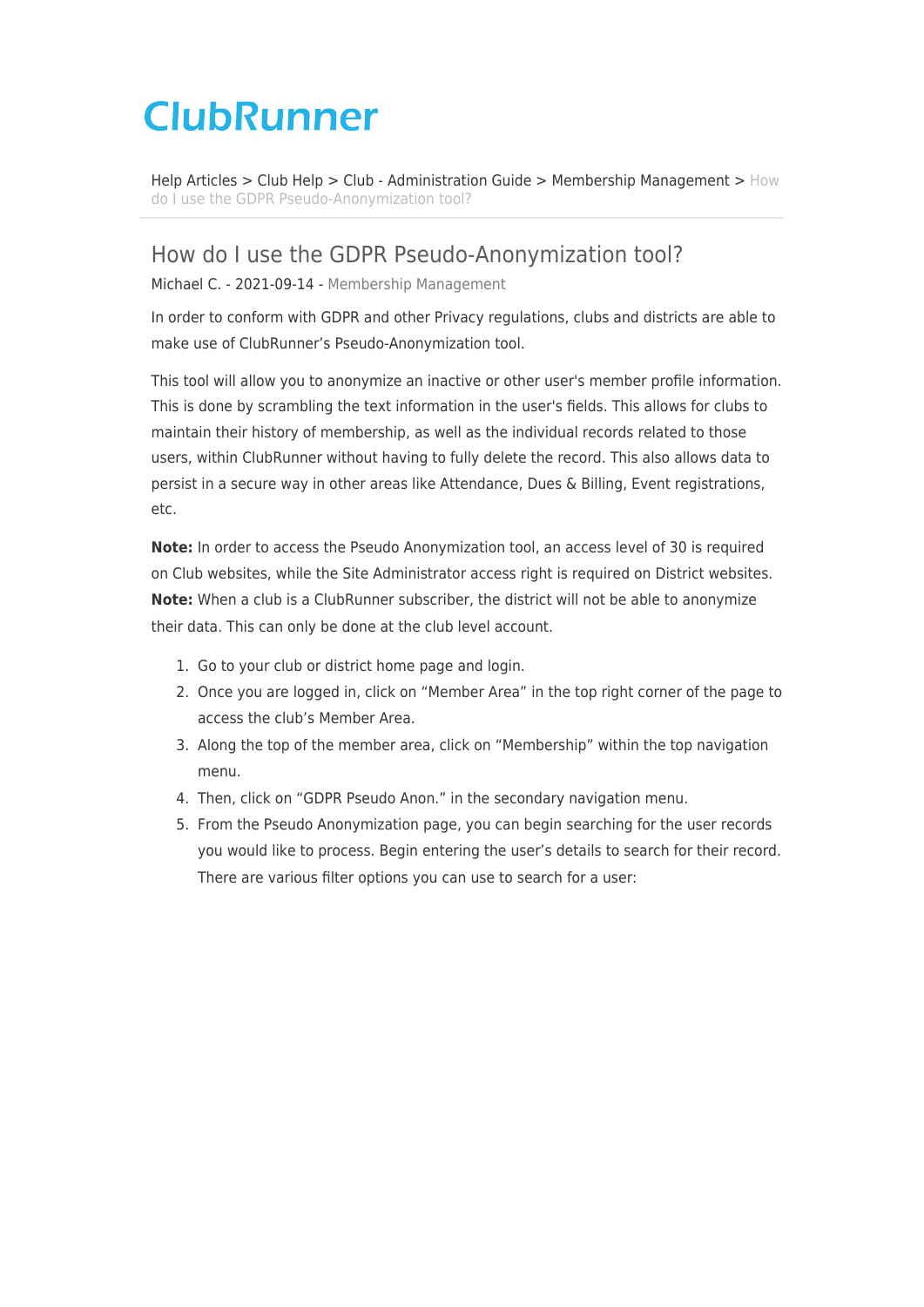# ClubRunner

Help Articles > Club Help > Club - Administration Guide > Membership Management > How do I use the GDPR Pseudo-Anonymization tool?

## How do I use the GDPR Pseudo-Anonymization tool?

Michael C. - 2021-09-14 - Membership Management

In order to conform with GDPR and other Privacy regulations, clubs and districts are able to make use of ClubRunner's Pseudo-Anonymization tool.

This tool will allow you to anonymize an inactive or other user's member profile information. This is done by scrambling the text information in the user's fields. This allows for clubs to maintain their history of membership, as well as the individual records related to those users, within ClubRunner without having to fully delete the record. This also allows data to persist in a secure way in other areas like Attendance, Dues & Billing, Event registrations, etc.

**Note:** In order to access the Pseudo Anonymization tool, an access level of 30 is required on Club websites, while the Site Administrator access right is required on District websites.
**Note:** When a club is a ClubRunner subscriber, the district will not be able to anonymize their data. This can only be done at the club level account.

1. Go to your club or district home page and login.
2. Once you are logged in, click on "Member Area" in the top right corner of the page to access the club's Member Area.
3. Along the top of the member area, click on "Membership" within the top navigation menu.
4. Then, click on "GDPR Pseudo Anon." in the secondary navigation menu.
5. From the Pseudo Anonymization page, you can begin searching for the user records you would like to process. Begin entering the user's details to search for their record. There are various filter options you can use to search for a user: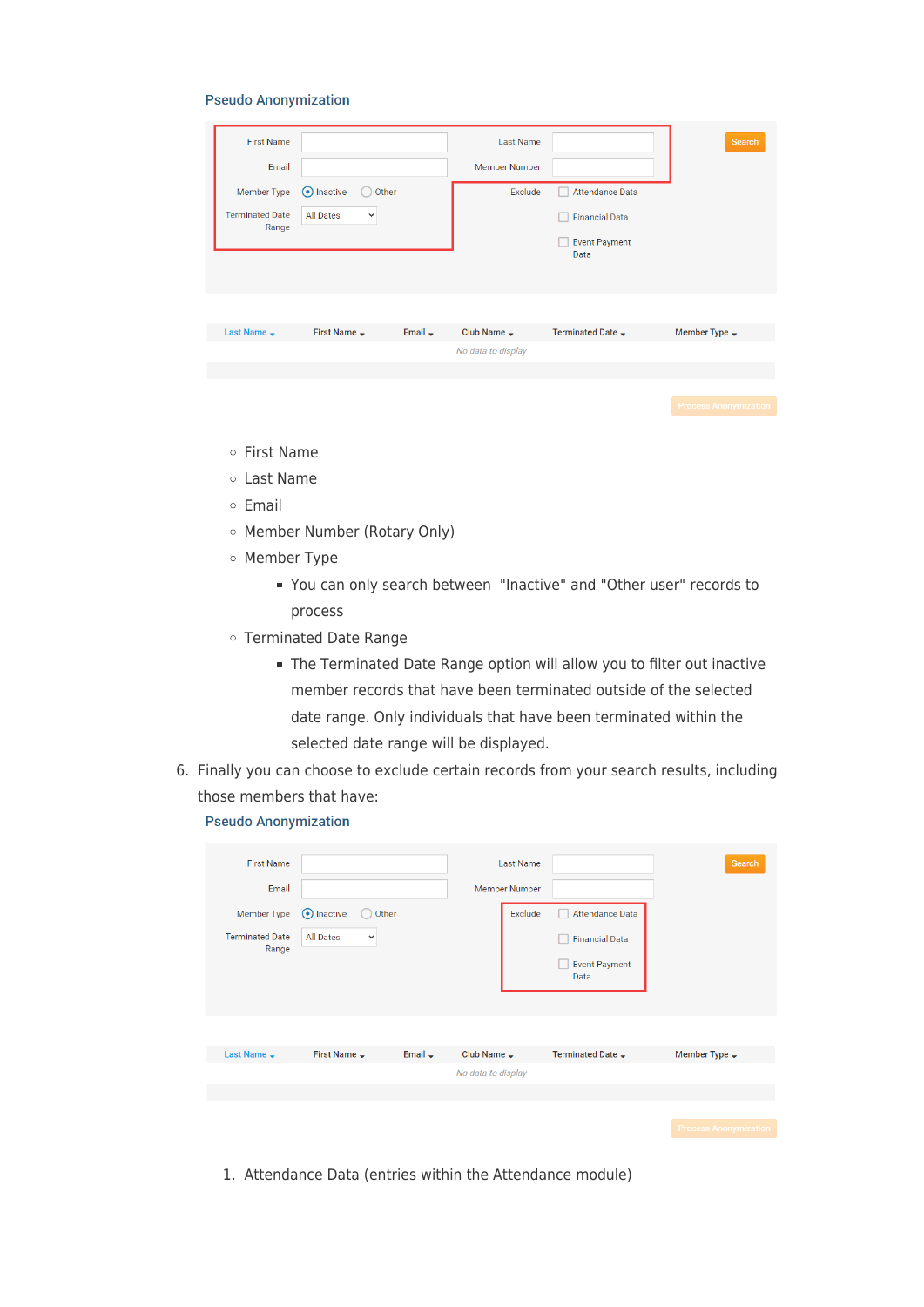**Pseudo Anonymization**

| | | | | |
|---|---|---|---|---|
| First Name | | Last Name | | Search |
| Email | | Member Number | | |
| Member Type | ◉ Inactive ○ Other | Exclude | ☐ Attendance Data | |
| Terminated Date Range | All Dates | | ☐ Financial Data | |
| | | | ☐ Event Payment Data | |

| Last Name | First Name | Email | Club Name | Terminated Date | Member Type |
|---|---|---|---|---|---|
| | | | *No data to display* | | |

Process Anonymization

- First Name
- Last Name
- Email
- Member Number (Rotary Only)
- Member Type
  - You can only search between "Inactive" and "Other user" records to process
- Terminated Date Range
  - The Terminated Date Range option will allow you to filter out inactive member records that have been terminated outside of the selected date range. Only individuals that have been terminated within the selected date range will be displayed.

6. Finally you can choose to exclude certain records from your search results, including those members that have:

**Pseudo Anonymization**

| | | | | |
|---|---|---|---|---|
| First Name | | Last Name | | Search |
| Email | | Member Number | | |
| Member Type | ◉ Inactive ○ Other | Exclude | ☐ Attendance Data | |
| Terminated Date Range | All Dates | | ☐ Financial Data | |
| | | | ☐ Event Payment Data | |

| Last Name | First Name | Email | Club Name | Terminated Date | Member Type |
|---|---|---|---|---|---|
| | | | *No data to display* | | |

Process Anonymization

1. Attendance Data (entries within the Attendance module)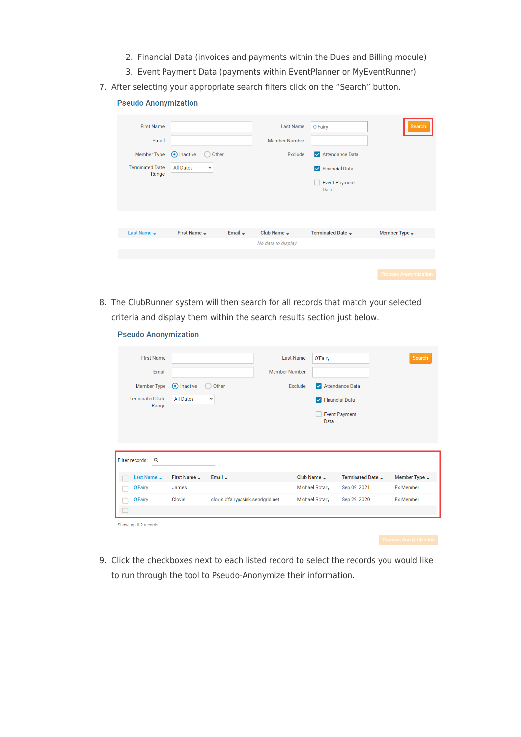2. Financial Data (invoices and payments within the Dues and Billing module)
3. Event Payment Data (payments within EventPlanner or MyEventRunner)

7. After selecting your appropriate search filters click on the "Search" button.

**Pseudo Anonymization**

| First Name | | Last Name | O'Fairy |
|---|---|---|---|
| Email | | Member Number | |
| Member Type | ◉ Inactive ○ Other | Exclude | ☑ Attendance Data |
| Terminated Date Range | All Dates | | ☑ Financial Data |
| | | | ☐ Event Payment Data |

Search

| Last Name | First Name | Email | Club Name | Terminated Date | Member Type |
|---|---|---|---|---|---|
| | | | *No data to display* | | |

Process Anonymization

8. The ClubRunner system will then search for all records that match your selected criteria and display them within the search results section just below.

**Pseudo Anonymization**

| First Name | | Last Name | O'Fairy |
|---|---|---|---|
| Email | | Member Number | |
| Member Type | ◉ Inactive ○ Other | Exclude | ☑ Attendance Data |
| Terminated Date Range | All Dates | | ☑ Financial Data |
| | | | ☐ Event Payment Data |

Search

Filter records:

| | Last Name | First Name | Email | Club Name | Terminated Date | Member Type |
|---|---|---|---|---|---|---|
| ☐ | O'Fairy | James | | Michael Rotary | Sep 09, 2021 | Ex Member |
| ☐ | O'Fairy | Clovis | clovis.o'fairy@sink.sendgrid.net | Michael Rotary | Sep 29, 2020 | Ex Member |

Showing all 2 records

Process Anonymization

9. Click the checkboxes next to each listed record to select the records you would like to run through the tool to Pseudo-Anonymize their information.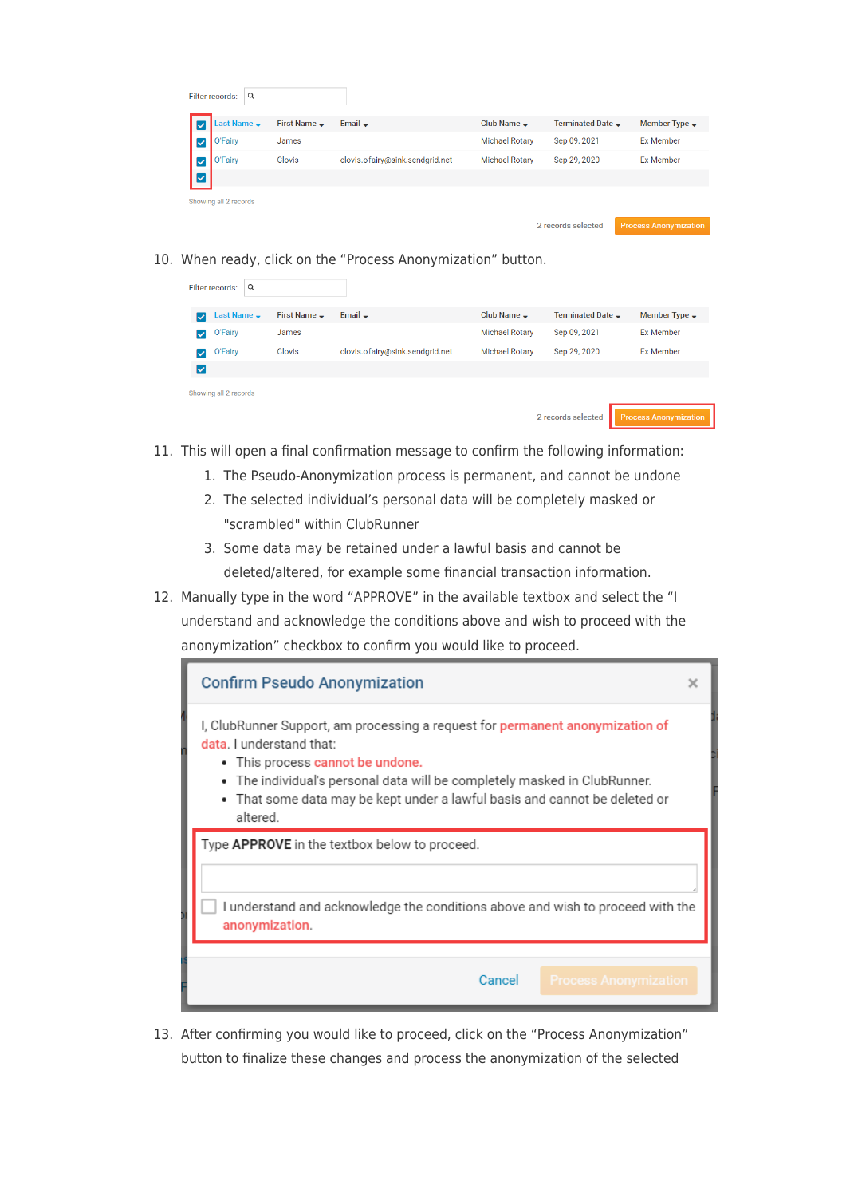Filter records:

| | Last Name | First Name | Email | Club Name | Terminated Date | Member Type |
|---|---|---|---|---|---|---|
| ☑ | O'Fairy | James | | Michael Rotary | Sep 09, 2021 | Ex Member |
| ☑ | O'Fairy | Clovis | clovis.ofairy@sink.sendgrid.net | Michael Rotary | Sep 29, 2020 | Ex Member |

Showing all 2 records

2 records selected Process Anonymization

10. When ready, click on the "Process Anonymization" button.

Filter records:

| | Last Name | First Name | Email | Club Name | Terminated Date | Member Type |
|---|---|---|---|---|---|---|
| ☑ | O'Fairy | James | | Michael Rotary | Sep 09, 2021 | Ex Member |
| ☑ | O'Fairy | Clovis | clovis.ofairy@sink.sendgrid.net | Michael Rotary | Sep 29, 2020 | Ex Member |

Showing all 2 records

2 records selected Process Anonymization

11. This will open a final confirmation message to confirm the following information:
    1. The Pseudo-Anonymization process is permanent, and cannot be undone
    2. The selected individual's personal data will be completely masked or "scrambled" within ClubRunner
    3. Some data may be retained under a lawful basis and cannot be deleted/altered, for example some financial transaction information.
12. Manually type in the word "APPROVE" in the available textbox and select the "I understand and acknowledge the conditions above and wish to proceed with the anonymization" checkbox to confirm you would like to proceed.

**Confirm Pseudo Anonymization**

I, ClubRunner Support, am processing a request for permanent anonymization of data. I understand that:

- This process cannot be undone.
- The individual's personal data will be completely masked in ClubRunner.
- That some data may be kept under a lawful basis and cannot be deleted or altered.

Type **APPROVE** in the textbox below to proceed.

☐ I understand and acknowledge the conditions above and wish to proceed with the anonymization.

Cancel Process Anonymization

13. After confirming you would like to proceed, click on the "Process Anonymization" button to finalize these changes and process the anonymization of the selected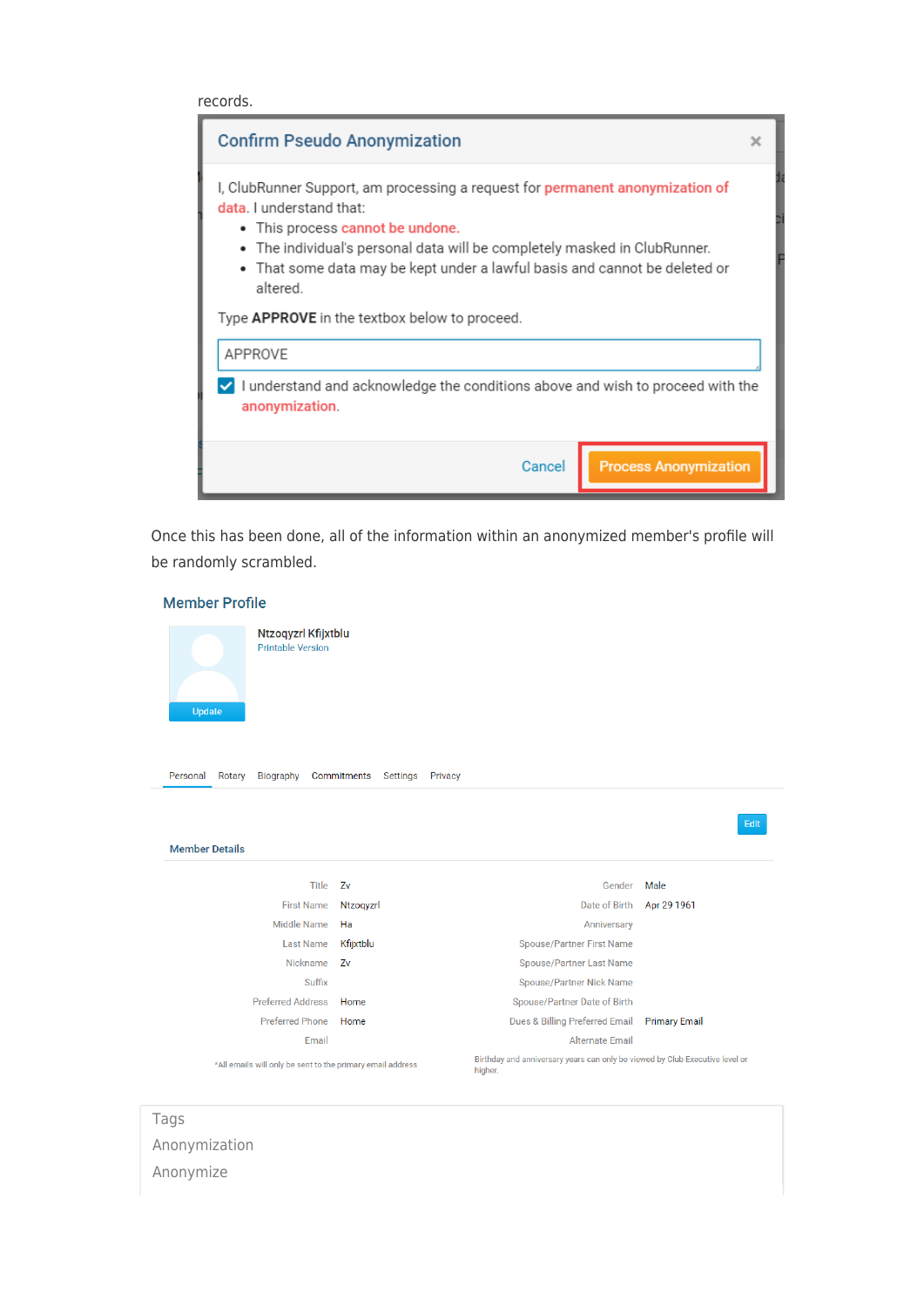records.

**Confirm Pseudo Anonymization**

I, ClubRunner Support, am processing a request for permanent anonymization of data. I understand that:

- This process cannot be undone.
- The individual's personal data will be completely masked in ClubRunner.
- That some data may be kept under a lawful basis and cannot be deleted or altered.

Type **APPROVE** in the textbox below to proceed.

APPROVE

☑ I understand and acknowledge the conditions above and wish to proceed with the anonymization.

Cancel | Process Anonymization

Once this has been done, all of the information within an anonymized member's profile will be randomly scrambled.

**Member Profile**

Ntzoqyzrl Kfijxtblu
Printable Version

Update

Personal | Rotary | Biography | Commitments | Settings | Privacy

Edit

**Member Details**

| | | | |
|---|---|---|---|
| Title | Zv | Gender | Male |
| First Name | Ntzoqyzrl | Date of Birth | Apr 29 1961 |
| Middle Name | Ha | Anniversary | |
| Last Name | Kfijxtblu | Spouse/Partner First Name | |
| Nickname | Zv | Spouse/Partner Last Name | |
| Suffix | | Spouse/Partner Nick Name | |
| Preferred Address | Home | Spouse/Partner Date of Birth | |
| Preferred Phone | Home | Dues & Billing Preferred Email | Primary Email |
| Email | | Alternate Email | |

*All emails will only be sent to the primary email address

Birthday and anniversary years can only be viewed by Club Executive level or higher.

Tags

Anonymization

Anonymize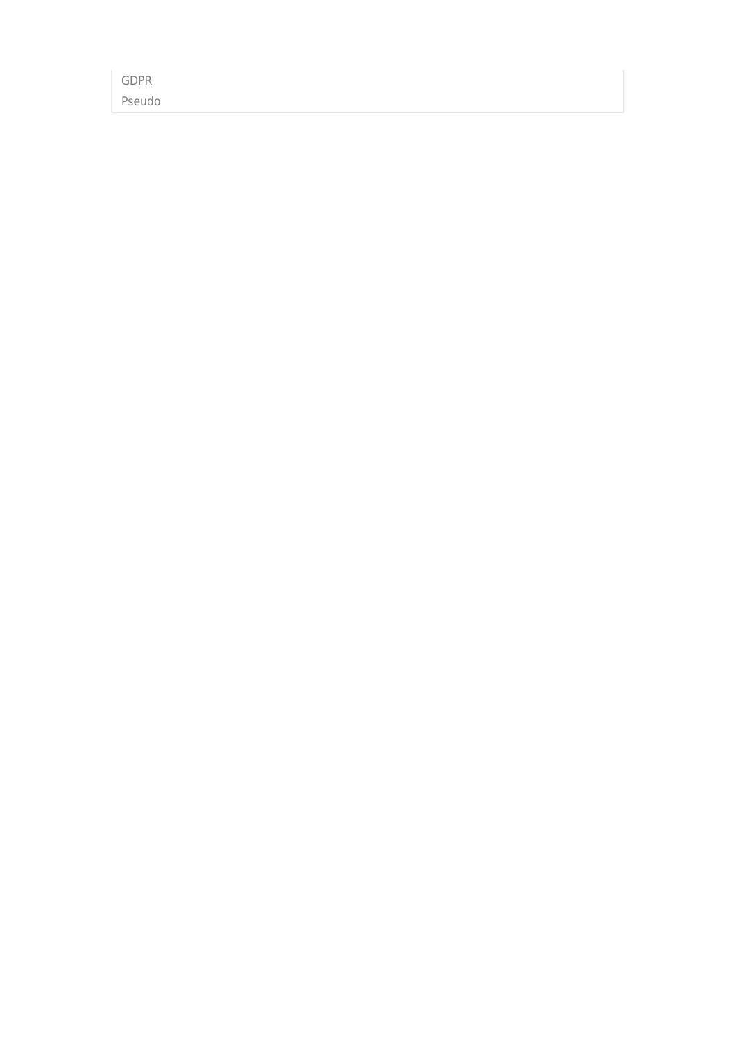GDPR

Pseudo